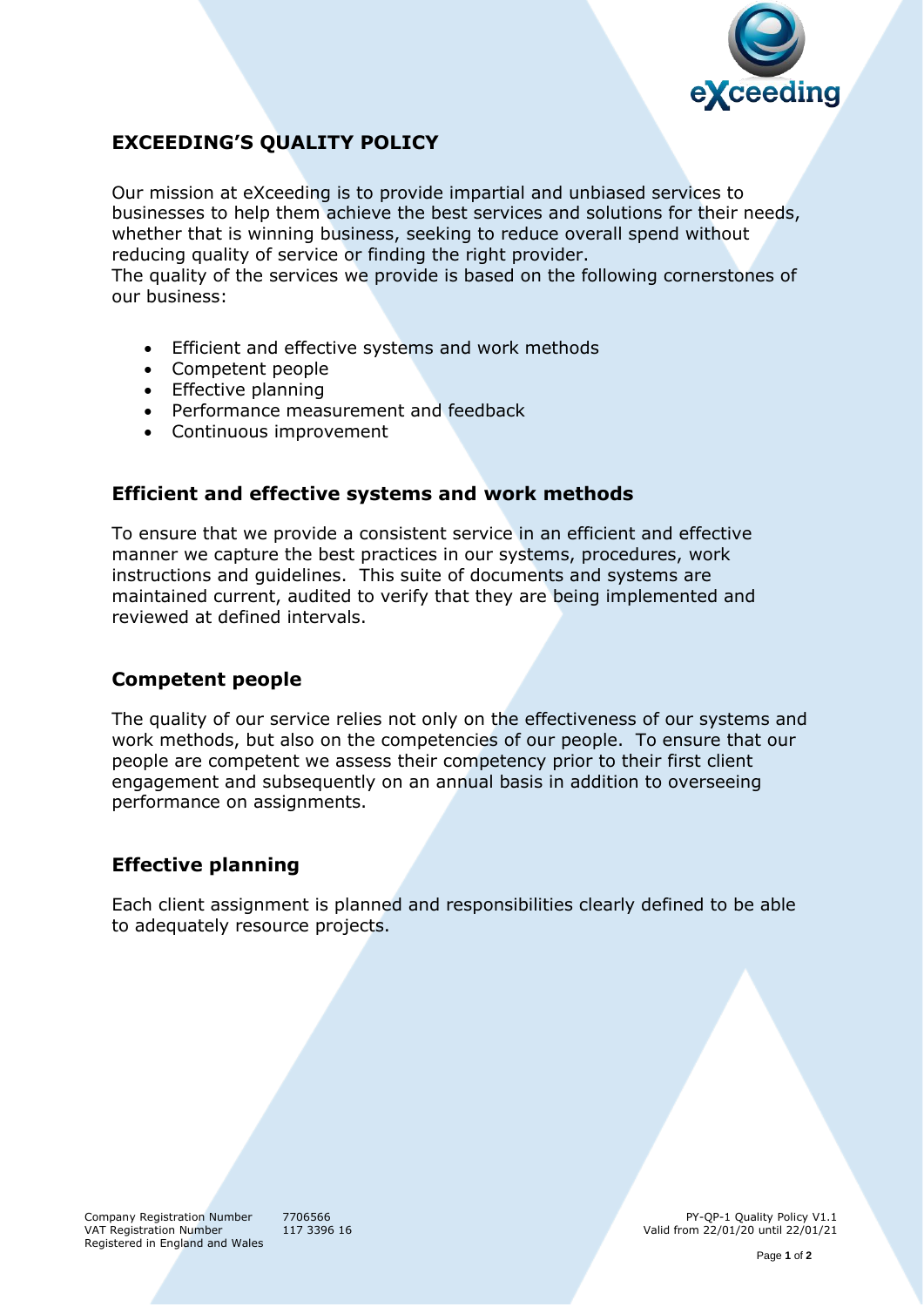# EXCEEDING'S QUALITY POLICY

Our mission at eXceeding is to provide impartial and unbiased services to businesses to help them achieve the best services and solutions for their needs, whether that is winning business, seeking to reduce overall spend without reducing quality of service or finding the right provider.
The quality of the services we provide is based on the following cornerstones of our business:

- Efficient and effective systems and work methods
- Competent people
- Effective planning
- Performance measurement and feedback
- Continuous improvement

## Efficient and effective systems and work methods

To ensure that we provide a consistent service in an efficient and effective manner we capture the best practices in our systems, procedures, work instructions and guidelines. This suite of documents and systems are maintained current, audited to verify that they are being implemented and reviewed at defined intervals.

## Competent people

The quality of our service relies not only on the effectiveness of our systems and work methods, but also on the competencies of our people. To ensure that our people are competent we assess their competency prior to their first client engagement and subsequently on an annual basis in addition to overseeing performance on assignments.

## Effective planning

Each client assignment is planned and responsibilities clearly defined to be able to adequately resource projects.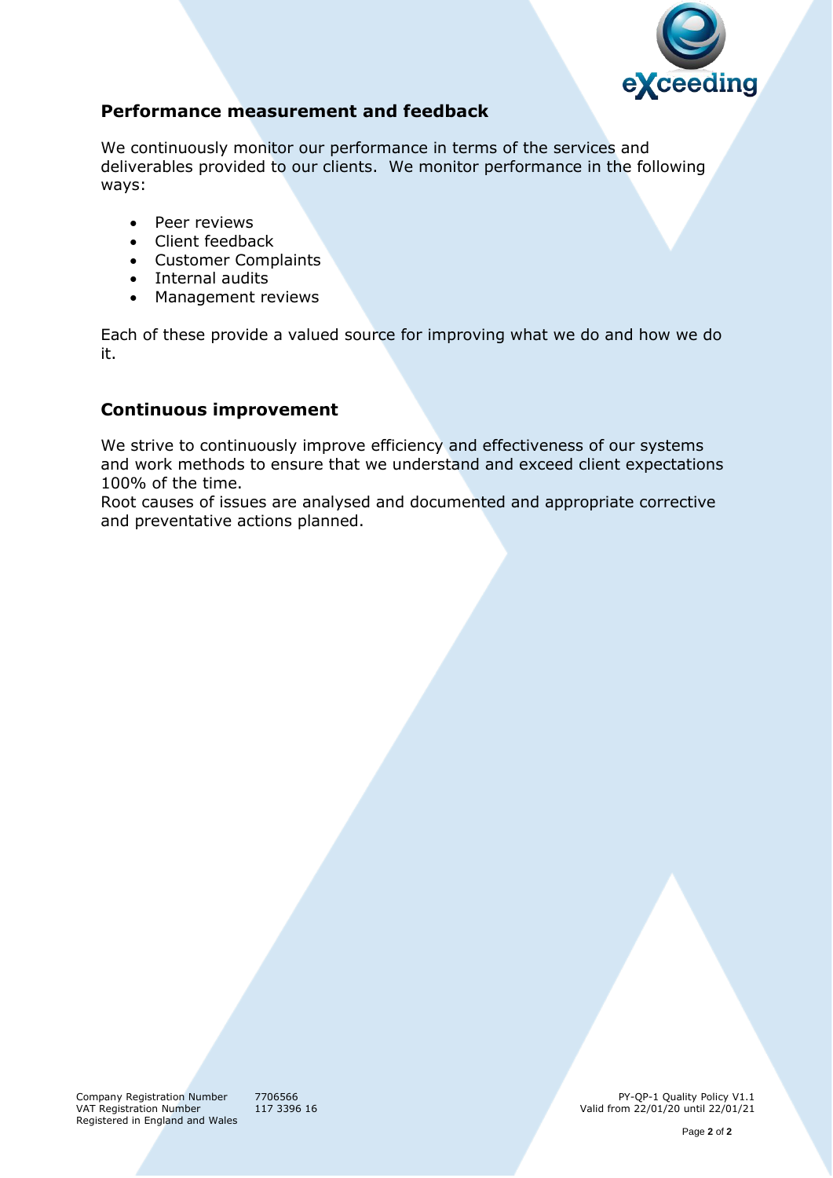## Performance measurement and feedback

We continuously monitor our performance in terms of the services and deliverables provided to our clients. We monitor performance in the following ways:

- Peer reviews
- Client feedback
- Customer Complaints
- Internal audits
- Management reviews

Each of these provide a valued source for improving what we do and how we do it.

## Continuous improvement

We strive to continuously improve efficiency and effectiveness of our systems and work methods to ensure that we understand and exceed client expectations 100% of the time.
Root causes of issues are analysed and documented and appropriate corrective and preventative actions planned.

Company Registration Number 7706566
VAT Registration Number 117 3396 16
Registered in England and Wales

PY-QP-1 Quality Policy V1.1
Valid from 22/01/20 until 22/01/21